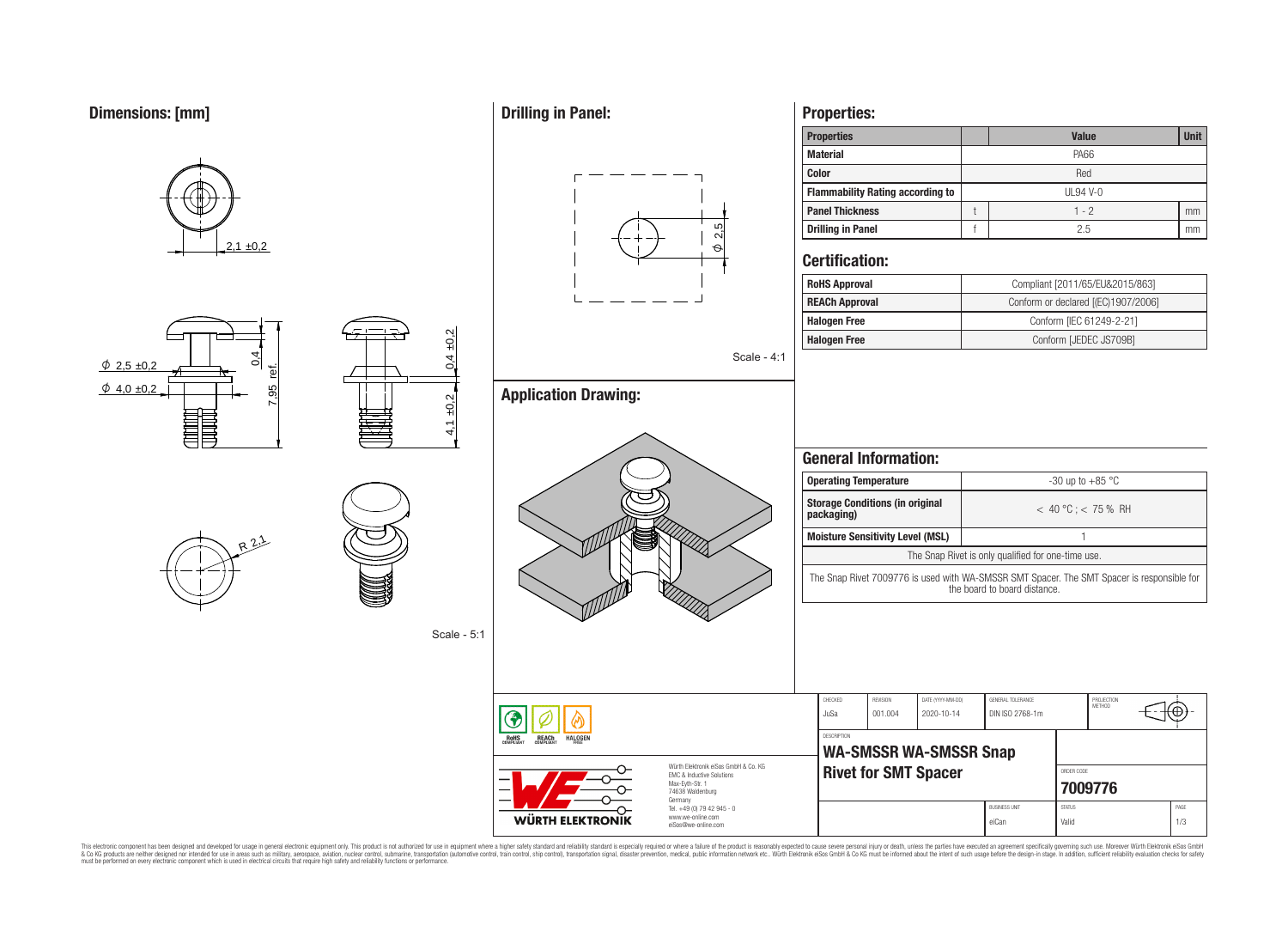## Dimensions: [mm]

2,1 ±0,2

$\phi$ 2,5 ±0,2

$\phi$ 4,0 ±0,2

0,4

7,95 ref.

0,4 ±0,2

4,1 ±0,2

R 2,1

Scale - 5:1

## Drilling in Panel:

$\phi$ 2,5

Scale - 4:1

## Application Drawing:

## Properties:

| Properties | | Value | Unit |
|---|---|---|---|
| Material | | PA66 | |
| Color | | Red | |
| Flammability Rating according to | | UL94 V-0 | |
| Panel Thickness | t | 1 - 2 | mm |
| Drilling in Panel | f | 2.5 | mm |

## Certification:

| | |
|---|---|
| RoHS Approval | Compliant [2011/65/EU&2015/863] |
| REACh Approval | Conform or declared [(EC)1907/2006] |
| Halogen Free | Conform [IEC 61249-2-21] |
| Halogen Free | Conform [JEDEC JS709B] |

## General Information:

| | |
|---|---|
| Operating Temperature | -30 up to +85 °C |
| Storage Conditions (in original packaging) | < 40 °C ; < 75 % RH |
| Moisture Sensitivity Level (MSL) | 1 |

The Snap Rivet is only qualified for one-time use.

The Snap Rivet 7009776 is used with WA-SMSSR SMT Spacer. The SMT Spacer is responsible for the board to board distance.

| CHECKED | REVISION | DATE (YYYY-MM-DD) | GENERAL TOLERANCE | PROJECTION METHOD |
|---|---|---|---|---|
| JuSa | 001.004 | 2020-10-14 | DIN ISO 2768-1m | |

DESCRIPTION: **WA-SMSSR WA-SMSSR Snap Rivet for SMT Spacer**

ORDER CODE: **7009776**

| BUSINESS UNIT | STATUS | PAGE |
|---|---|---|
| eiCan | Valid | 1/3 |

Würth Elektronik eiSos GmbH & Co. KG
EMC & Inductive Solutions
Max-Eyth-Str. 1
74638 Waldenburg
Germany
Tel. +49 (0) 79 42 945 - 0
www.we-online.com
eiSos@we-online.com

This electronic component has been designed and developed for usage in general electronic equipment only. This product is not authorized for use in equipment where a higher safety standard and reliability standard is especially required or where a failure of the product is reasonably expected to cause severe personal injury or death, unless the parties have executed an agreement specifically governing such use. Moreover Würth Elektronik eiSos GmbH & Co KG products are neither designed nor intended for use in areas such as military, aerospace, aviation, nuclear control, submarine, transportation (automotive control, train control, ship control), transportation signal, disaster prevention, medical, public information network etc.. Würth Elektronik eiSos GmbH & Co KG must be informed about the intent of such usage before the design-in stage. In addition, sufficient reliability evaluation checks for safety must be performed on every electronic component which is used in electrical circuits that require high safety and reliability functions or performance.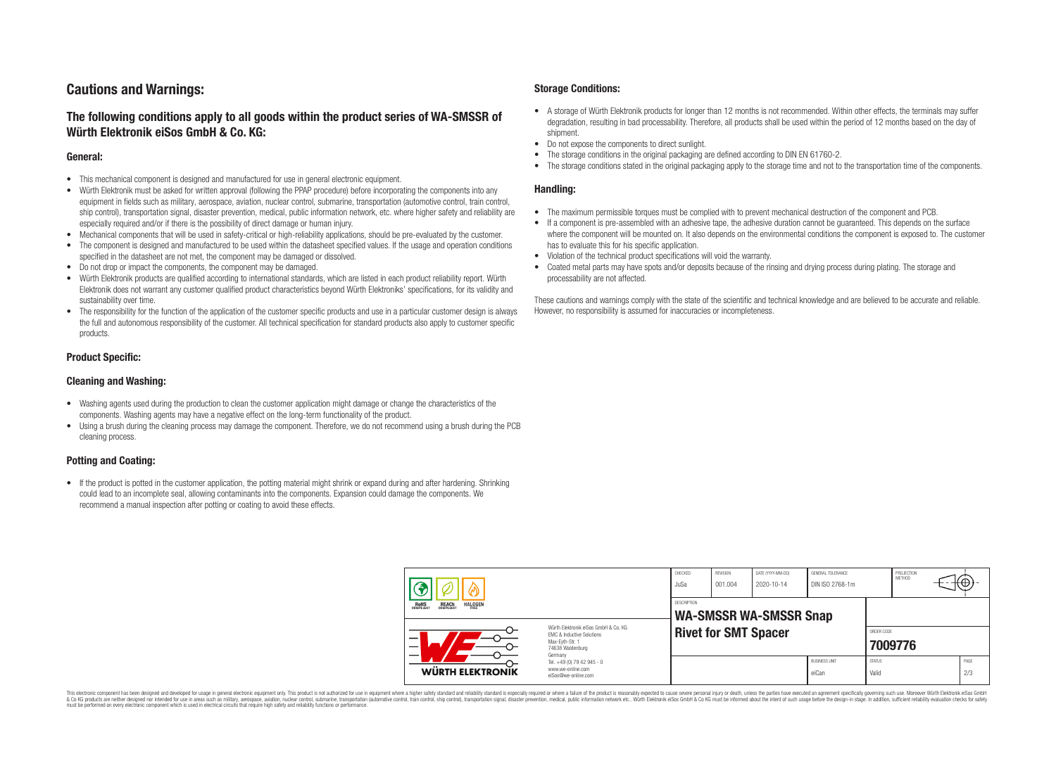## Cautions and Warnings:

### The following conditions apply to all goods within the product series of WA-SMSSR of Würth Elektronik eiSos GmbH & Co. KG:

#### General:

- This mechanical component is designed and manufactured for use in general electronic equipment.
- Würth Elektronik must be asked for written approval (following the PPAP procedure) before incorporating the components into any equipment in fields such as military, aerospace, aviation, nuclear control, submarine, transportation (automotive control, train control, ship control), transportation signal, disaster prevention, medical, public information network, etc. where higher safety and reliability are especially required and/or if there is the possibility of direct damage or human injury.
- Mechanical components that will be used in safety-critical or high-reliability applications, should be pre-evaluated by the customer.
- The component is designed and manufactured to be used within the datasheet specified values. If the usage and operation conditions specified in the datasheet are not met, the component may be damaged or dissolved.
- Do not drop or impact the components, the component may be damaged.
- Würth Elektronik products are qualified according to international standards, which are listed in each product reliability report. Würth Elektronik does not warrant any customer qualified product characteristics beyond Würth Elektroniks' specifications, for its validity and sustainability over time.
- The responsibility for the function of the application of the customer specific products and use in a particular customer design is always the full and autonomous responsibility of the customer. All technical specification for standard products also apply to customer specific products.

#### Product Specific:

#### Cleaning and Washing:

- Washing agents used during the production to clean the customer application might damage or change the characteristics of the components. Washing agents may have a negative effect on the long-term functionality of the product.
- Using a brush during the cleaning process may damage the component. Therefore, we do not recommend using a brush during the PCB cleaning process.

#### Potting and Coating:

- If the product is potted in the customer application, the potting material might shrink or expand during and after hardening. Shrinking could lead to an incomplete seal, allowing contaminants into the components. Expansion could damage the components. We recommend a manual inspection after potting or coating to avoid these effects.

#### Storage Conditions:

- A storage of Würth Elektronik products for longer than 12 months is not recommended. Within other effects, the terminals may suffer degradation, resulting in bad processability. Therefore, all products shall be used within the period of 12 months based on the day of shipment.
- Do not expose the components to direct sunlight.
- The storage conditions in the original packaging are defined according to DIN EN 61760-2.
- The storage conditions stated in the original packaging apply to the storage time and not to the transportation time of the components.

#### Handling:

- The maximum permissible torques must be complied with to prevent mechanical destruction of the component and PCB.
- If a component is pre-assembled with an adhesive tape, the adhesive duration cannot be guaranteed. This depends on the surface where the component will be mounted on. It also depends on the environmental conditions the component is exposed to. The customer has to evaluate this for his specific application.
- Violation of the technical product specifications will void the warranty.
- Coated metal parts may have spots and/or deposits because of the rinsing and drying process during plating. The storage and processability are not affected.

These cautions and warnings comply with the state of the scientific and technical knowledge and are believed to be accurate and reliable. However, no responsibility is assumed for inaccuracies or incompleteness.

| CHECKED | REVISION | DATE (YYYY-MM-DD) | GENERAL TOLERANCE | PROJECTION METHOD |
|---|---|---|---|---|
| JuSa | 001.004 | 2020-10-14 | DIN ISO 2768-1m | |

| DESCRIPTION | ORDER CODE | BUSINESS UNIT | STATUS | PAGE |
|---|---|---|---|---|
| WA-SMSSR WA-SMSSR Snap Rivet for SMT Spacer | 7009776 | eiCan | Valid | 2/3 |

Würth Elektronik eiSos GmbH & Co. KG
EMC & Inductive Solutions
Max-Eyth-Str. 1
74638 Waldenburg
Germany
Tel. +49 (0) 79 42 945 - 0
www.we-online.com
eiSos@we-online.com

This electronic component has been designed and developed for usage in general electronic equipment only. This product is not authorized for use in equipment where a higher safety standard and reliability standard is especially required or where a failure of the product is reasonably expected to cause severe personal injury or death, unless the parties have executed an agreement specifically governing such use. Moreover Würth Elektronik eiSos GmbH & Co KG products are neither designed nor intended for use in areas such as military, aerospace, aviation, nuclear control, submarine, transportation (automotive control, train control, ship control), transportation signal, disaster prevention, medical, public information network etc.. Würth Elektronik eiSos GmbH & Co KG must be informed about the intent of such usage before the design-in stage. In addition, sufficient reliability evaluation checks for safety must be performed on every electronic component which is used in electrical circuits that require high safety and reliability functions or performance.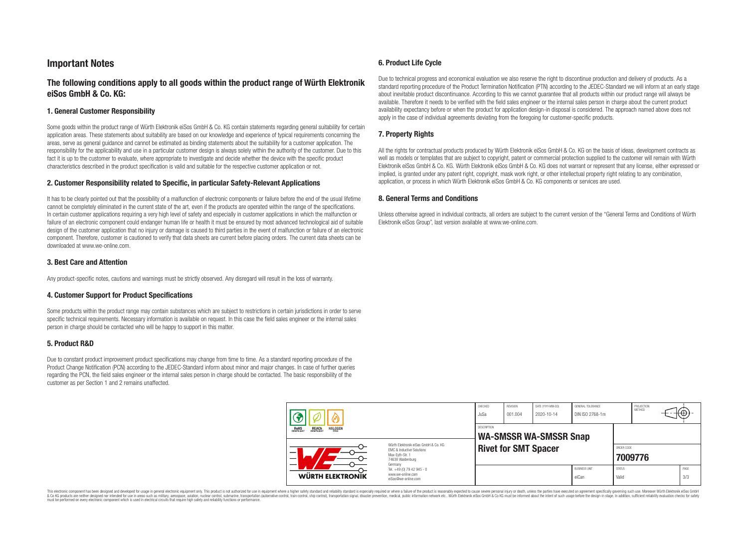# Important Notes

## The following conditions apply to all goods within the product range of Würth Elektronik eiSos GmbH & Co. KG:

### 1. General Customer Responsibility

Some goods within the product range of Würth Elektronik eiSos GmbH & Co. KG contain statements regarding general suitability for certain application areas. These statements about suitability are based on our knowledge and experience of typical requirements concerning the areas, serve as general guidance and cannot be estimated as binding statements about the suitability for a customer application. The responsibility for the applicability and use in a particular customer design is always solely within the authority of the customer. Due to this fact it is up to the customer to evaluate, where appropriate to investigate and decide whether the device with the specific product characteristics described in the product specification is valid and suitable for the respective customer application or not.

### 2. Customer Responsibility related to Specific, in particular Safety-Relevant Applications

It has to be clearly pointed out that the possibility of a malfunction of electronic components or failure before the end of the usual lifetime cannot be completely eliminated in the current state of the art, even if the products are operated within the range of the specifications. In certain customer applications requiring a very high level of safety and especially in customer applications in which the malfunction or failure of an electronic component could endanger human life or health it must be ensured by most advanced technological aid of suitable design of the customer application that no injury or damage is caused to third parties in the event of malfunction or failure of an electronic component. Therefore, customer is cautioned to verify that data sheets are current before placing orders. The current data sheets can be downloaded at www.we-online.com.

### 3. Best Care and Attention

Any product-specific notes, cautions and warnings must be strictly observed. Any disregard will result in the loss of warranty.

### 4. Customer Support for Product Specifications

Some products within the product range may contain substances which are subject to restrictions in certain jurisdictions in order to serve specific technical requirements. Necessary information is available on request. In this case the field sales engineer or the internal sales person in charge should be contacted who will be happy to support in this matter.

### 5. Product R&D

Due to constant product improvement product specifications may change from time to time. As a standard reporting procedure of the Product Change Notification (PCN) according to the JEDEC-Standard inform about minor and major changes. In case of further queries regarding the PCN, the field sales engineer or the internal sales person in charge should be contacted. The basic responsibility of the customer as per Section 1 and 2 remains unaffected.

### 6. Product Life Cycle

Due to technical progress and economical evaluation we also reserve the right to discontinue production and delivery of products. As a standard reporting procedure of the Product Termination Notification (PTN) according to the JEDEC-Standard we will inform at an early stage about inevitable product discontinuance. According to this we cannot guarantee that all products within our product range will always be available. Therefore it needs to be verified with the field sales engineer or the internal sales person in charge about the current product availability expectancy before or when the product for application design-in disposal is considered. The approach named above does not apply in the case of individual agreements deviating from the foregoing for customer-specific products.

### 7. Property Rights

All the rights for contractual products produced by Würth Elektronik eiSos GmbH & Co. KG on the basis of ideas, development contracts as well as models or templates that are subject to copyright, patent or commercial protection supplied to the customer will remain with Würth Elektronik eiSos GmbH & Co. KG. Würth Elektronik eiSos GmbH & Co. KG does not warrant or represent that any license, either expressed or implied, is granted under any patent right, copyright, mask work right, or other intellectual property right relating to any combination, application, or process in which Würth Elektronik eiSos GmbH & Co. KG components or services are used.

### 8. General Terms and Conditions

Unless otherwise agreed in individual contracts, all orders are subject to the current version of the "General Terms and Conditions of Würth Elektronik eiSos Group", last version available at www.we-online.com.

| | | | | | | | |
|---|---|---|---|---|---|---|---|
| RoHS COMPLIANT / REACh COMPLIANT / HALOGEN FREE | | CHECKED JuSa | REVISION 001.004 | DATE (YYYY-MM-DD) 2020-10-14 | GENERAL TOLERANCE DIN ISO 2768-1m | PROJECTION METHOD | |
| | | DESCRIPTION **WA-SMSSR WA-SMSSR Snap Rivet for SMT Spacer** | | | | ORDER CODE **7009776** | |
| WÜRTH ELEKTRONIK | Würth Elektronik eiSos GmbH & Co. KG EMC & Inductive Solutions Max-Eyth-Str. 1 74638 Waldenburg Germany Tel. +49 (0) 79 42 945 - 0 www.we-online.com eiSos@we-online.com | | | | BUSINESS UNIT eiCan | STATUS Valid | PAGE 3/3 |

This electronic component has been designed and developed for usage in general electronic equipment only. This product is not authorized for use in equipment where a higher safety standard and reliability standard is especially required or where a failure of the product is reasonably expected to cause severe personal injury or death, unless the parties have executed an agreement specifically governing such use. Moreover Würth Elektronik eiSos GmbH & Co KG products are neither designed nor intended for use in areas such as military, aerospace, aviation, nuclear control, submarine, transportation (automotive control, train control, ship control), transportation signal, disaster prevention, medical, public information network etc.. Würth Elektronik eiSos GmbH & Co KG must be informed about the intent of such usage before the design-in stage. In addition, sufficient reliability evaluation checks for safety must be performed on every electronic component which is used in electrical circuits that require high safety and reliability functions or performance.